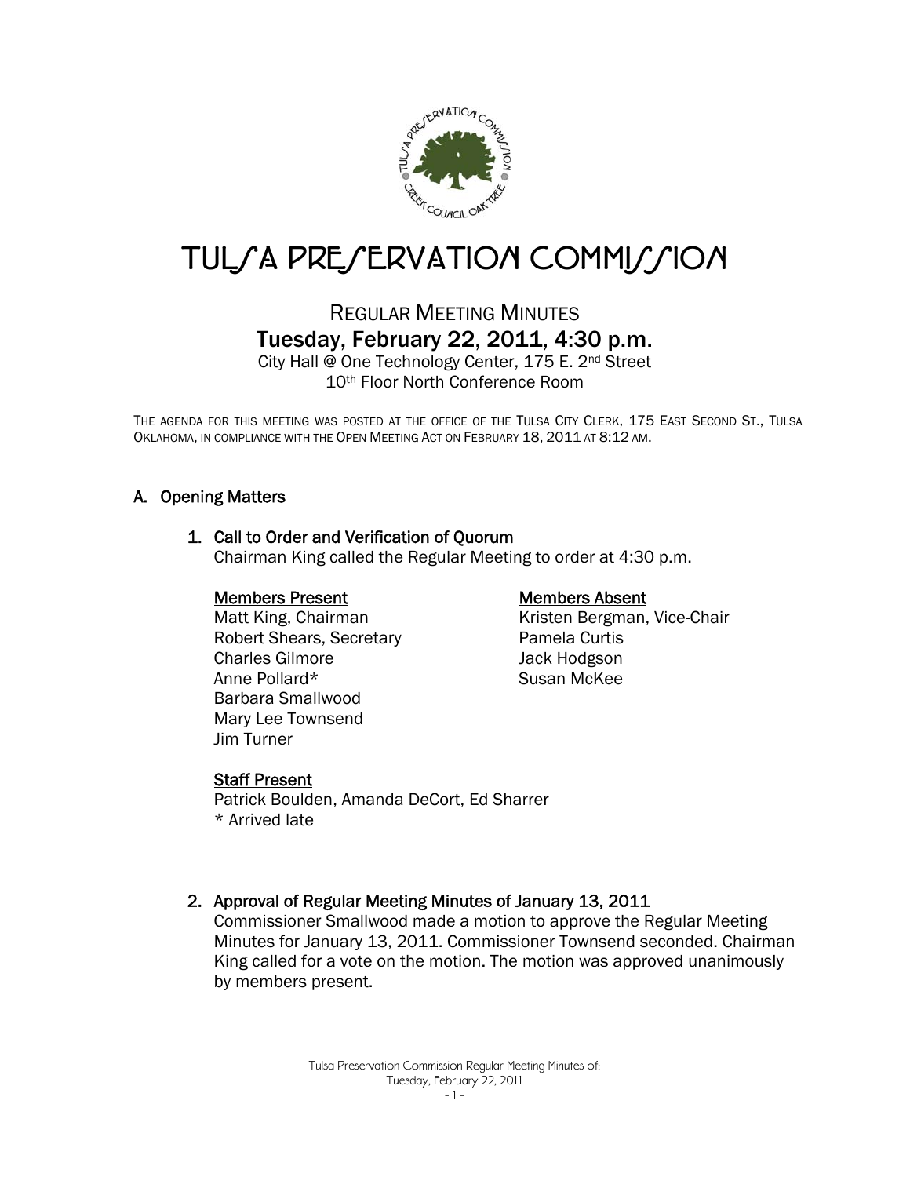# TULSA PRESERVATION COMMISSION

## REGULAR MEETING MINUTES

## Tuesday, February 22, 2011, 4:30 p.m.

City Hall @ One Technology Center, 175 E. 2nd Street
10th Floor North Conference Room

THE AGENDA FOR THIS MEETING WAS POSTED AT THE OFFICE OF THE TULSA CITY CLERK, 175 EAST SECOND ST., TULSA OKLAHOMA, IN COMPLIANCE WITH THE OPEN MEETING ACT ON FEBRUARY 18, 2011 AT 8:12 AM.

### A. Opening Matters

#### 1. Call to Order and Verification of Quorum

Chairman King called the Regular Meeting to order at 4:30 p.m.

**Members Present**
Matt King, Chairman
Robert Shears, Secretary
Charles Gilmore
Anne Pollard*
Barbara Smallwood
Mary Lee Townsend
Jim Turner

**Members Absent**
Kristen Bergman, Vice-Chair
Pamela Curtis
Jack Hodgson
Susan McKee

**Staff Present**
Patrick Boulden, Amanda DeCort, Ed Sharrer
* Arrived late

#### 2. Approval of Regular Meeting Minutes of January 13, 2011

Commissioner Smallwood made a motion to approve the Regular Meeting Minutes for January 13, 2011. Commissioner Townsend seconded. Chairman King called for a vote on the motion. The motion was approved unanimously by members present.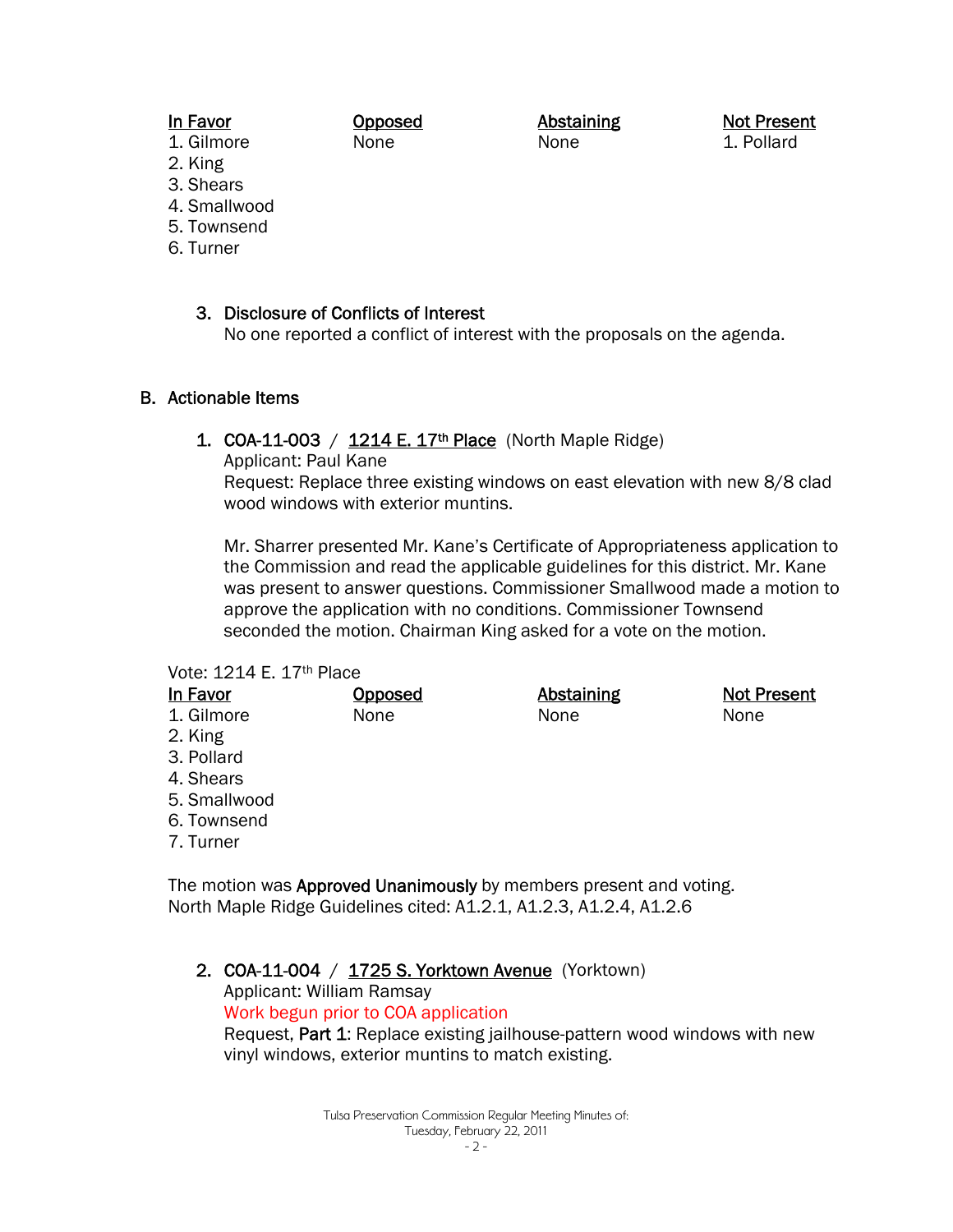| In Favor | Opposed | Abstaining | Not Present |
| --- | --- | --- | --- |
| 1. Gilmore | None | None | 1. Pollard |
| 2. King | | | |
| 3. Shears | | | |
| 4. Smallwood | | | |
| 5. Townsend | | | |
| 6. Turner | | | |

3. **Disclosure of Conflicts of Interest**
   No one reported a conflict of interest with the proposals on the agenda.

## B. Actionable Items

1. **COA-11-003** / **1214 E. 17th Place** (North Maple Ridge)
   Applicant: Paul Kane
   Request: Replace three existing windows on east elevation with new 8/8 clad wood windows with exterior muntins.

   Mr. Sharrer presented Mr. Kane's Certificate of Appropriateness application to the Commission and read the applicable guidelines for this district. Mr. Kane was present to answer questions. Commissioner Smallwood made a motion to approve the application with no conditions. Commissioner Townsend seconded the motion. Chairman King asked for a vote on the motion.

Vote: 1214 E. 17th Place

| In Favor | Opposed | Abstaining | Not Present |
| --- | --- | --- | --- |
| 1. Gilmore | None | None | None |
| 2. King | | | |
| 3. Pollard | | | |
| 4. Shears | | | |
| 5. Smallwood | | | |
| 6. Townsend | | | |
| 7. Turner | | | |

The motion was **Approved Unanimously** by members present and voting.
North Maple Ridge Guidelines cited: A1.2.1, A1.2.3, A1.2.4, A1.2.6

2. **COA-11-004** / **1725 S. Yorktown Avenue** (Yorktown)
   Applicant: William Ramsay
   Work begun prior to COA application
   Request, **Part 1**: Replace existing jailhouse-pattern wood windows with new vinyl windows, exterior muntins to match existing.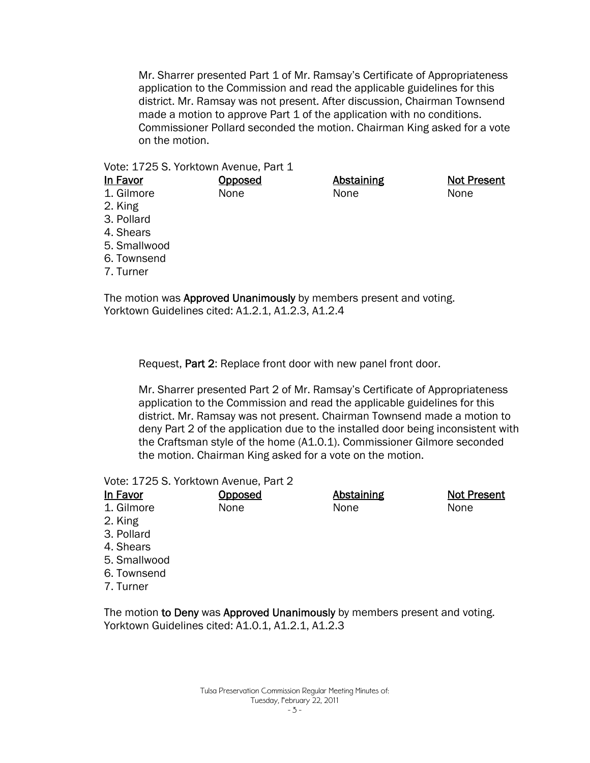Mr. Sharrer presented Part 1 of Mr. Ramsay's Certificate of Appropriateness application to the Commission and read the applicable guidelines for this district. Mr. Ramsay was not present. After discussion, Chairman Townsend made a motion to approve Part 1 of the application with no conditions. Commissioner Pollard seconded the motion. Chairman King asked for a vote on the motion.

Vote: 1725 S. Yorktown Avenue, Part 1

| In Favor | Opposed | Abstaining | Not Present |
|---|---|---|---|
| 1. Gilmore | None | None | None |
| 2. King | | | |
| 3. Pollard | | | |
| 4. Shears | | | |
| 5. Smallwood | | | |
| 6. Townsend | | | |
| 7. Turner | | | |

The motion was **Approved Unanimously** by members present and voting.
Yorktown Guidelines cited: A1.2.1, A1.2.3, A1.2.4

Request, **Part 2**: Replace front door with new panel front door.

Mr. Sharrer presented Part 2 of Mr. Ramsay's Certificate of Appropriateness application to the Commission and read the applicable guidelines for this district. Mr. Ramsay was not present. Chairman Townsend made a motion to deny Part 2 of the application due to the installed door being inconsistent with the Craftsman style of the home (A1.0.1). Commissioner Gilmore seconded the motion. Chairman King asked for a vote on the motion.

Vote: 1725 S. Yorktown Avenue, Part 2

| In Favor | Opposed | Abstaining | Not Present |
|---|---|---|---|
| 1. Gilmore | None | None | None |
| 2. King | | | |
| 3. Pollard | | | |
| 4. Shears | | | |
| 5. Smallwood | | | |
| 6. Townsend | | | |
| 7. Turner | | | |

The motion **to Deny** was **Approved Unanimously** by members present and voting.
Yorktown Guidelines cited: A1.0.1, A1.2.1, A1.2.3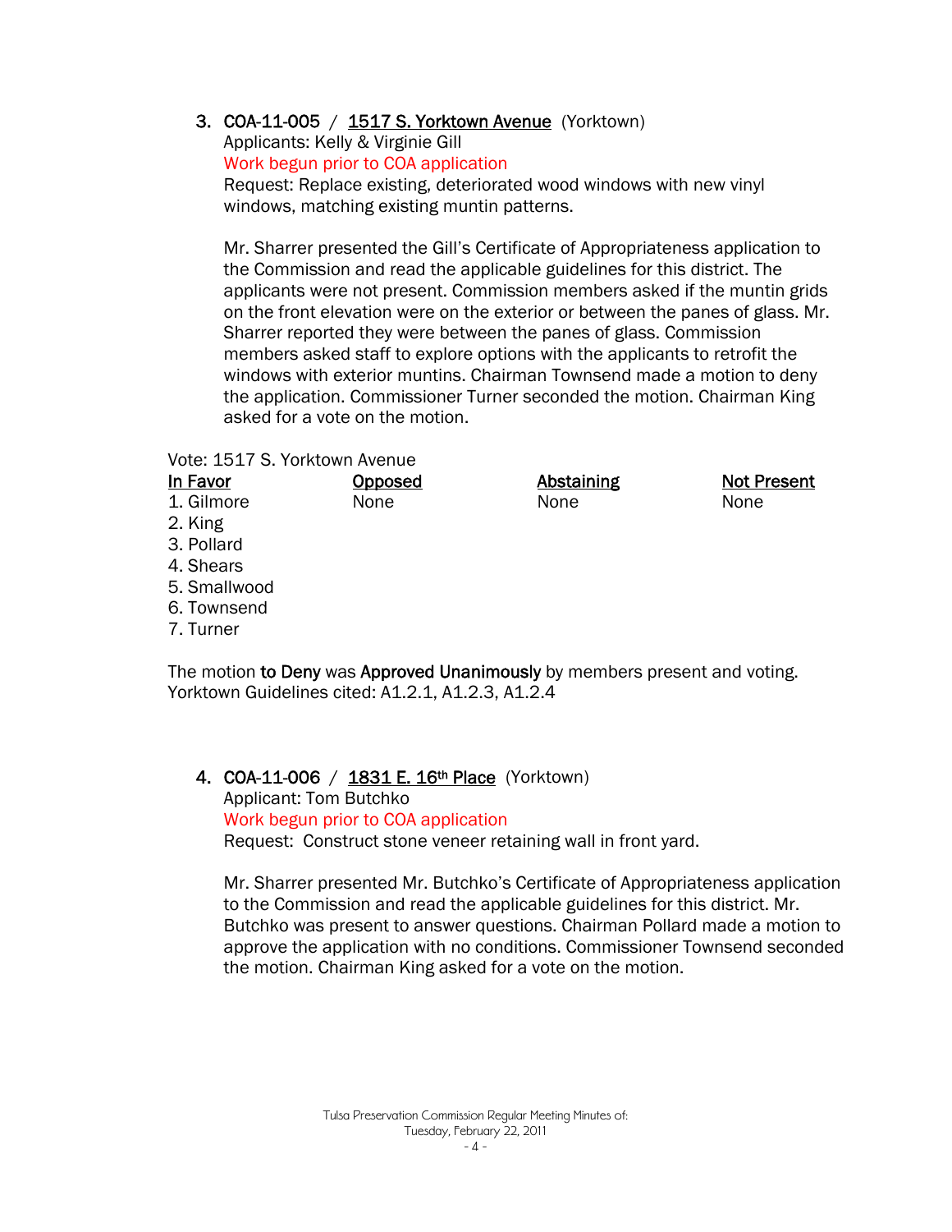3. **COA-11-005** / **1517 S. Yorktown Avenue** (Yorktown)
   Applicants: Kelly & Virginie Gill
   Work begun prior to COA application
   Request: Replace existing, deteriorated wood windows with new vinyl windows, matching existing muntin patterns.

   Mr. Sharrer presented the Gill's Certificate of Appropriateness application to the Commission and read the applicable guidelines for this district. The applicants were not present. Commission members asked if the muntin grids on the front elevation were on the exterior or between the panes of glass. Mr. Sharrer reported they were between the panes of glass. Commission members asked staff to explore options with the applicants to retrofit the windows with exterior muntins. Chairman Townsend made a motion to deny the application. Commissioner Turner seconded the motion. Chairman King asked for a vote on the motion.

Vote: 1517 S. Yorktown Avenue

| In Favor | Opposed | Abstaining | Not Present |
|---|---|---|---|
| 1. Gilmore | None | None | None |
| 2. King | | | |
| 3. Pollard | | | |
| 4. Shears | | | |
| 5. Smallwood | | | |
| 6. Townsend | | | |
| 7. Turner | | | |

The motion **to Deny** was **Approved Unanimously** by members present and voting.
Yorktown Guidelines cited: A1.2.1, A1.2.3, A1.2.4

4. **COA-11-006** / **1831 E. 16th Place** (Yorktown)
   Applicant: Tom Butchko
   Work begun prior to COA application
   Request: Construct stone veneer retaining wall in front yard.

   Mr. Sharrer presented Mr. Butchko's Certificate of Appropriateness application to the Commission and read the applicable guidelines for this district. Mr. Butchko was present to answer questions. Chairman Pollard made a motion to approve the application with no conditions. Commissioner Townsend seconded the motion. Chairman King asked for a vote on the motion.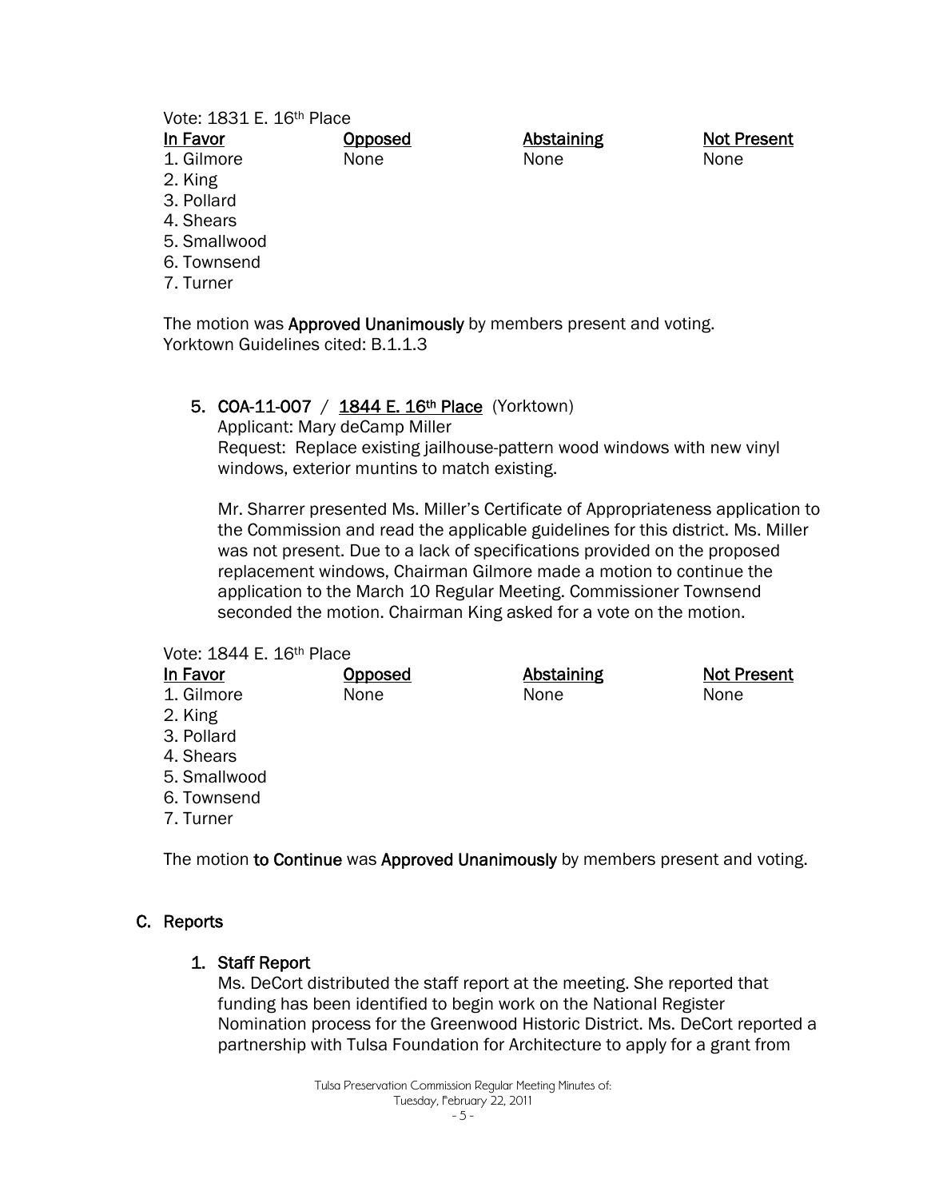Vote: 1831 E. 16th Place

| In Favor | Opposed | Abstaining | Not Present |
|---|---|---|---|
| 1. Gilmore | None | None | None |
| 2. King | | | |
| 3. Pollard | | | |
| 4. Shears | | | |
| 5. Smallwood | | | |
| 6. Townsend | | | |
| 7. Turner | | | |

The motion was **Approved Unanimously** by members present and voting.
Yorktown Guidelines cited: B.1.1.3

5. **COA-11-007** / **1844 E. 16th Place** (Yorktown)
   Applicant: Mary deCamp Miller
   Request: Replace existing jailhouse-pattern wood windows with new vinyl windows, exterior muntins to match existing.

   Mr. Sharrer presented Ms. Miller's Certificate of Appropriateness application to the Commission and read the applicable guidelines for this district. Ms. Miller was not present. Due to a lack of specifications provided on the proposed replacement windows, Chairman Gilmore made a motion to continue the application to the March 10 Regular Meeting. Commissioner Townsend seconded the motion. Chairman King asked for a vote on the motion.

Vote: 1844 E. 16th Place

| In Favor | Opposed | Abstaining | Not Present |
|---|---|---|---|
| 1. Gilmore | None | None | None |
| 2. King | | | |
| 3. Pollard | | | |
| 4. Shears | | | |
| 5. Smallwood | | | |
| 6. Townsend | | | |
| 7. Turner | | | |

The motion **to Continue** was **Approved Unanimously** by members present and voting.

## C. Reports

1. **Staff Report**
   Ms. DeCort distributed the staff report at the meeting. She reported that funding has been identified to begin work on the National Register Nomination process for the Greenwood Historic District. Ms. DeCort reported a partnership with Tulsa Foundation for Architecture to apply for a grant from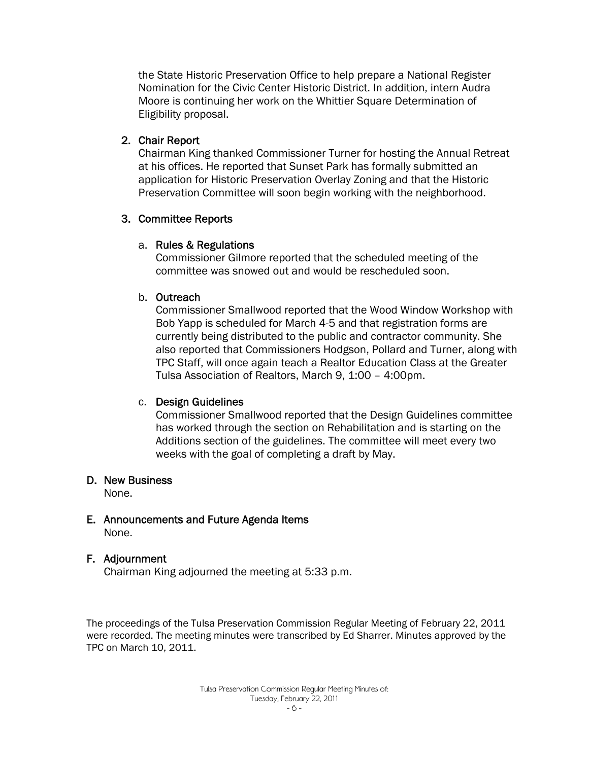the State Historic Preservation Office to help prepare a National Register Nomination for the Civic Center Historic District. In addition, intern Audra Moore is continuing her work on the Whittier Square Determination of Eligibility proposal.

2. Chair Report

Chairman King thanked Commissioner Turner for hosting the Annual Retreat at his offices. He reported that Sunset Park has formally submitted an application for Historic Preservation Overlay Zoning and that the Historic Preservation Committee will soon begin working with the neighborhood.

3. Committee Reports

a. Rules & Regulations

Commissioner Gilmore reported that the scheduled meeting of the committee was snowed out and would be rescheduled soon.

b. Outreach

Commissioner Smallwood reported that the Wood Window Workshop with Bob Yapp is scheduled for March 4-5 and that registration forms are currently being distributed to the public and contractor community. She also reported that Commissioners Hodgson, Pollard and Turner, along with TPC Staff, will once again teach a Realtor Education Class at the Greater Tulsa Association of Realtors, March 9, 1:00 – 4:00pm.

c. Design Guidelines

Commissioner Smallwood reported that the Design Guidelines committee has worked through the section on Rehabilitation and is starting on the Additions section of the guidelines. The committee will meet every two weeks with the goal of completing a draft by May.

## D. New Business

None.

## E. Announcements and Future Agenda Items

None.

## F. Adjournment

Chairman King adjourned the meeting at 5:33 p.m.

The proceedings of the Tulsa Preservation Commission Regular Meeting of February 22, 2011 were recorded. The meeting minutes were transcribed by Ed Sharrer. Minutes approved by the TPC on March 10, 2011.